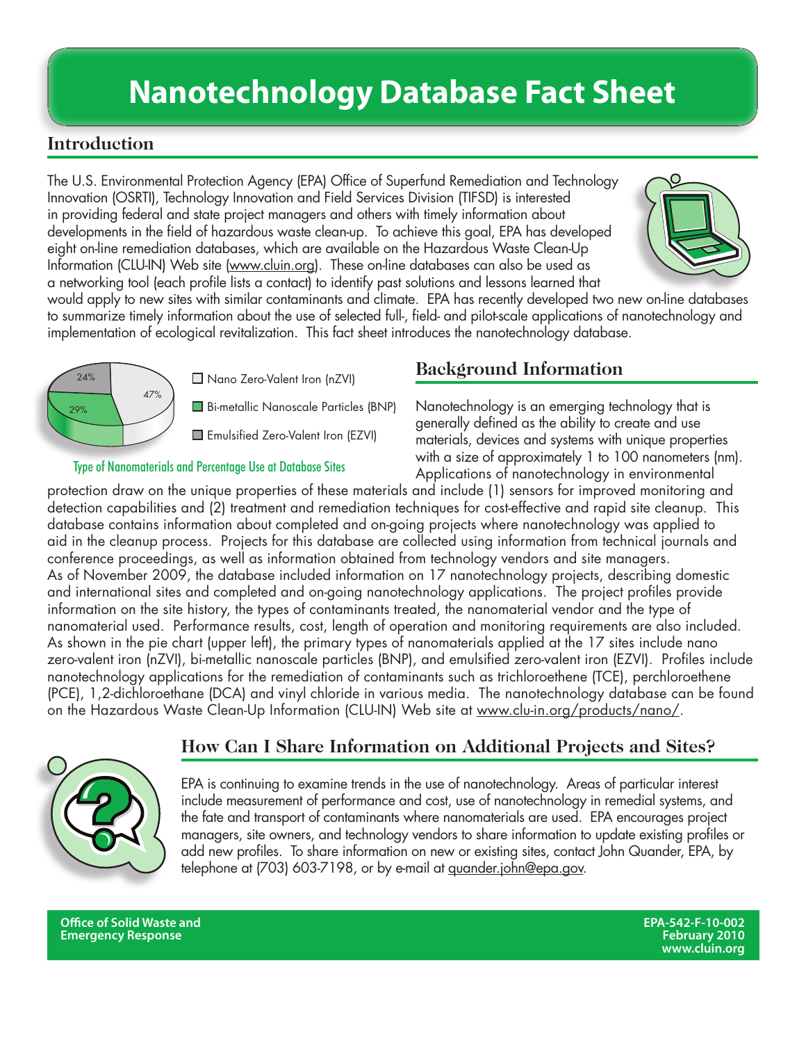# Nanotechnology Database Fact Sheet

## Introduction

The U.S. Environmental Protection Agency (EPA) Office of Superfund Remediation and Technology Innovation (OSRTI), Technology Innovation and Field Services Division (TIFSD) is interested in providing federal and state project managers and others with timely information about developments in the field of hazardous waste clean-up. To achieve this goal, EPA has developed eight on-line remediation databases, which are available on the Hazardous Waste Clean-Up Information (CLU-IN) Web site (www.cluin.org). These on-line databases can also be used as a networking tool (each profile lists a contact) to identify past solutions and lessons learned that would apply to new sites with similar contaminants and climate. EPA has recently developed two new on-line databases to summarize timely information about the use of selected full-, field- and pilot-scale applications of nanotechnology and implementation of ecological revitalization. This fact sheet introduces the nanotechnology database.

- Nano Zero-Valent Iron (nZVI): 47%
- Bi-metallic Nanoscale Particles (BNP): 29%
- Emulsified Zero-Valent Iron (EZVI): 24%

Type of Nanomaterials and Percentage Use at Database Sites

## Background Information

Nanotechnology is an emerging technology that is generally defined as the ability to create and use materials, devices and systems with unique properties with a size of approximately 1 to 100 nanometers (nm). Applications of nanotechnology in environmental protection draw on the unique properties of these materials and include (1) sensors for improved monitoring and detection capabilities and (2) treatment and remediation techniques for cost-effective and rapid site cleanup. This database contains information about completed and on-going projects where nanotechnology was applied to aid in the cleanup process. Projects for this database are collected using information from technical journals and conference proceedings, as well as information obtained from technology vendors and site managers. As of November 2009, the database included information on 17 nanotechnology projects, describing domestic and international sites and completed and on-going nanotechnology applications. The project profiles provide information on the site history, the types of contaminants treated, the nanomaterial vendor and the type of nanomaterial used. Performance results, cost, length of operation and monitoring requirements are also included. As shown in the pie chart (upper left), the primary types of nanomaterials applied at the 17 sites include nano zero-valent iron (nZVI), bi-metallic nanoscale particles (BNP), and emulsified zero-valent iron (EZVI). Profiles include nanotechnology applications for the remediation of contaminants such as trichloroethene (TCE), perchloroethene (PCE), 1,2-dichloroethane (DCA) and vinyl chloride in various media. The nanotechnology database can be found on the Hazardous Waste Clean-Up Information (CLU-IN) Web site at www.clu-in.org/products/nano/.

## How Can I Share Information on Additional Projects and Sites?

EPA is continuing to examine trends in the use of nanotechnology. Areas of particular interest include measurement of performance and cost, use of nanotechnology in remedial systems, and the fate and transport of contaminants where nanomaterials are used. EPA encourages project managers, site owners, and technology vendors to share information to update existing profiles or add new profiles. To share information on new or existing sites, contact John Quander, EPA, by telephone at (703) 603-7198, or by e-mail at quander.john@epa.gov.

**Office of Solid Waste and Emergency Response**

**EPA-542-F-10-002**
**February 2010**
**www.cluin.org**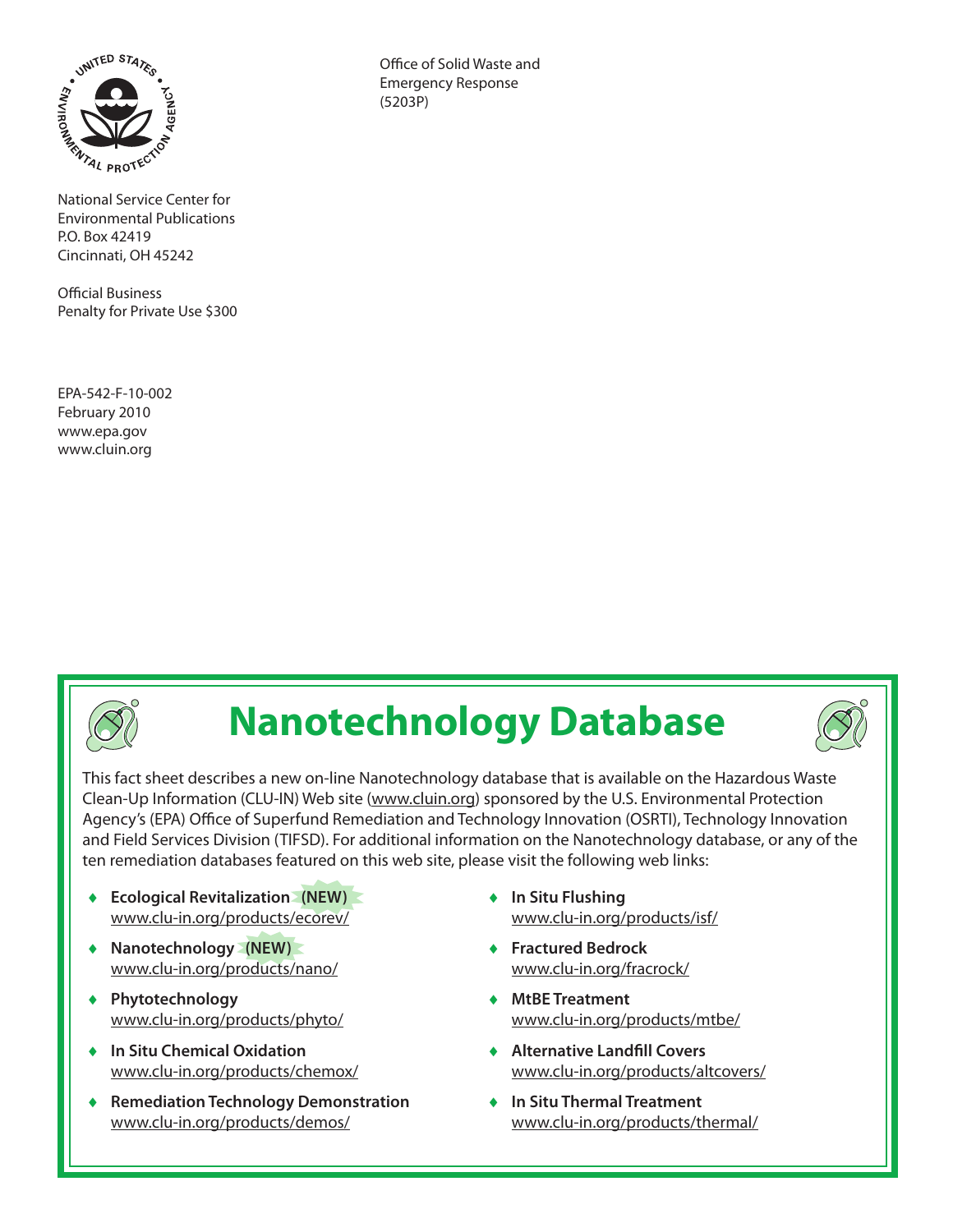Office of Solid Waste and
Emergency Response
(5203P)

National Service Center for
Environmental Publications
P.O. Box 42419
Cincinnati, OH 45242

Official Business
Penalty for Private Use $300

EPA-542-F-10-002
February 2010
www.epa.gov
www.cluin.org

# Nanotechnology Database

This fact sheet describes a new on-line Nanotechnology database that is available on the Hazardous Waste Clean-Up Information (CLU-IN) Web site (www.cluin.org) sponsored by the U.S. Environmental Protection Agency's (EPA) Office of Superfund Remediation and Technology Innovation (OSRTI), Technology Innovation and Field Services Division (TIFSD). For additional information on the Nanotechnology database, or any of the ten remediation databases featured on this web site, please visit the following web links:

- **Ecological Revitalization (NEW)**
  www.clu-in.org/products/ecorev/
- **Nanotechnology (NEW)**
  www.clu-in.org/products/nano/
- **Phytotechnology**
  www.clu-in.org/products/phyto/
- **In Situ Chemical Oxidation**
  www.clu-in.org/products/chemox/
- **Remediation Technology Demonstration**
  www.clu-in.org/products/demos/
- **In Situ Flushing**
  www.clu-in.org/products/isf/
- **Fractured Bedrock**
  www.clu-in.org/fracrock/
- **MtBE Treatment**
  www.clu-in.org/products/mtbe/
- **Alternative Landfill Covers**
  www.clu-in.org/products/altcovers/
- **In Situ Thermal Treatment**
  www.clu-in.org/products/thermal/